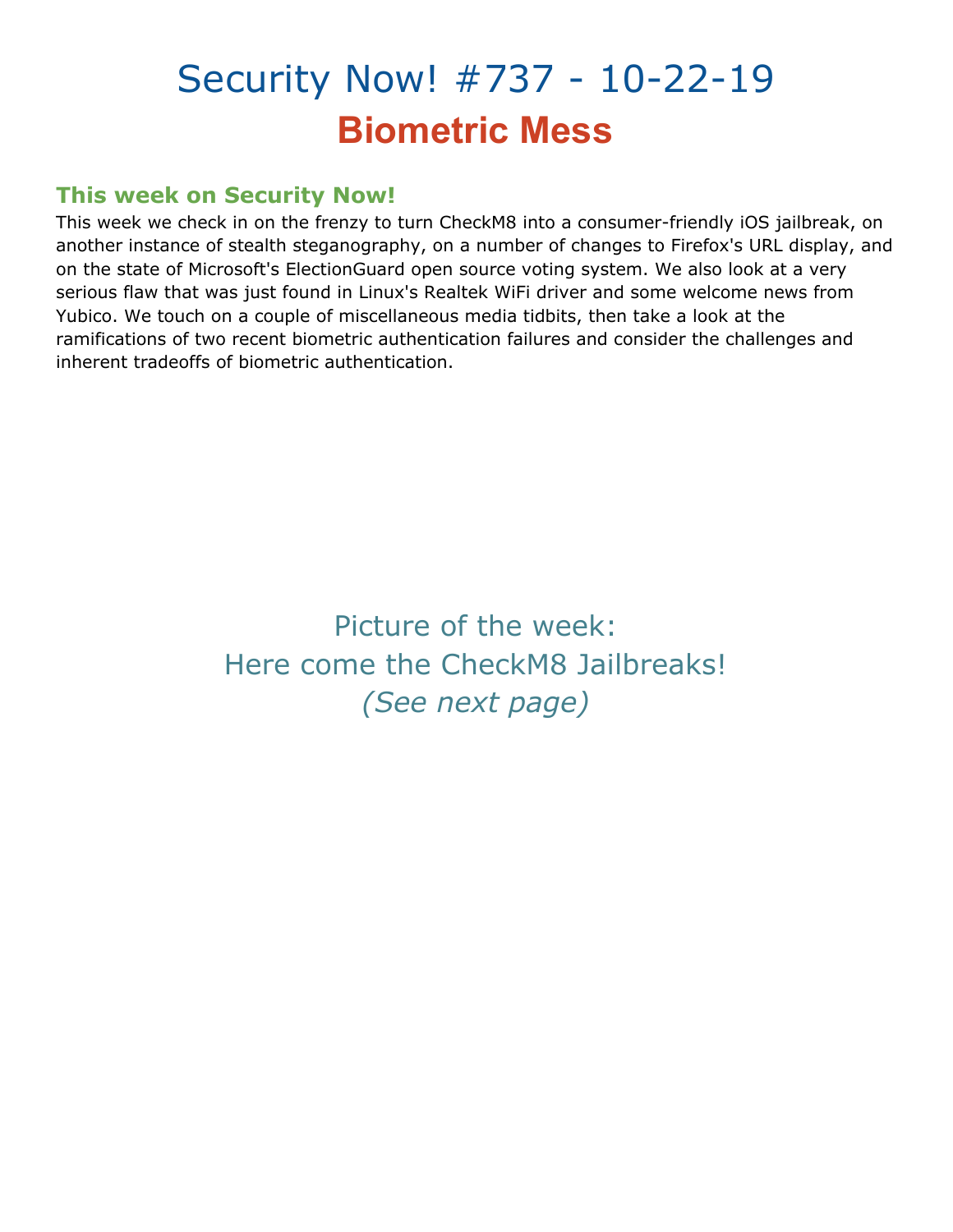# Security Now! #737 - 10-22-19

## Biometric Mess

### This week on Security Now!

This week we check in on the frenzy to turn CheckM8 into a consumer-friendly iOS jailbreak, on another instance of stealth steganography, on a number of changes to Firefox's URL display, and on the state of Microsoft's ElectionGuard open source voting system. We also look at a very serious flaw that was just found in Linux's Realtek WiFi driver and some welcome news from Yubico. We touch on a couple of miscellaneous media tidbits, then take a look at the ramifications of two recent biometric authentication failures and consider the challenges and inherent tradeoffs of biometric authentication.

Picture of the week:
Here come the CheckM8 Jailbreaks!
*(See next page)*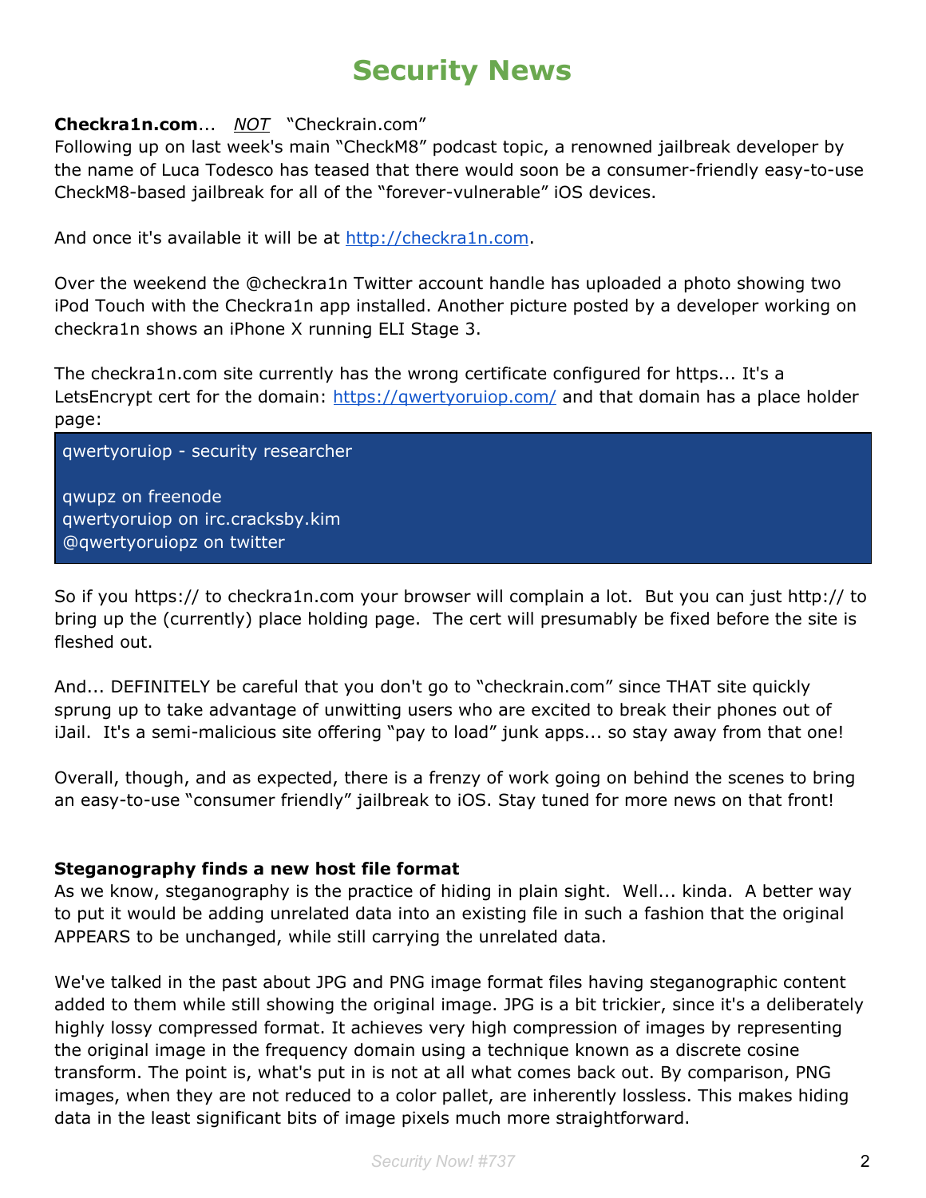# Security News

**Checkra1n.com**... *NOT* "Checkrain.com"

Following up on last week's main "CheckM8" podcast topic, a renowned jailbreak developer by the name of Luca Todesco has teased that there would soon be a consumer-friendly easy-to-use CheckM8-based jailbreak for all of the "forever-vulnerable" iOS devices.

And once it's available it will be at http://checkra1n.com.

Over the weekend the @checkra1n Twitter account handle has uploaded a photo showing two iPod Touch with the Checkra1n app installed. Another picture posted by a developer working on checkra1n shows an iPhone X running ELI Stage 3.

The checkra1n.com site currently has the wrong certificate configured for https... It's a LetsEncrypt cert for the domain: https://qwertyoruiop.com/ and that domain has a place holder page:

```
qwertyoruiop - security researcher

qwupz on freenode
qwertyoruiop on irc.cracksby.kim
@qwertyoruiopz on twitter
```

So if you https:// to checkra1n.com your browser will complain a lot. But you can just http:// to bring up the (currently) place holding page. The cert will presumably be fixed before the site is fleshed out.

And... DEFINITELY be careful that you don't go to "checkrain.com" since THAT site quickly sprung up to take advantage of unwitting users who are excited to break their phones out of iJail. It's a semi-malicious site offering "pay to load" junk apps... so stay away from that one!

Overall, though, and as expected, there is a frenzy of work going on behind the scenes to bring an easy-to-use "consumer friendly" jailbreak to iOS. Stay tuned for more news on that front!

**Steganography finds a new host file format**

As we know, steganography is the practice of hiding in plain sight. Well... kinda. A better way to put it would be adding unrelated data into an existing file in such a fashion that the original APPEARS to be unchanged, while still carrying the unrelated data.

We've talked in the past about JPG and PNG image format files having steganographic content added to them while still showing the original image. JPG is a bit trickier, since it's a deliberately highly lossy compressed format. It achieves very high compression of images by representing the original image in the frequency domain using a technique known as a discrete cosine transform. The point is, what's put in is not at all what comes back out. By comparison, PNG images, when they are not reduced to a color pallet, are inherently lossless. This makes hiding data in the least significant bits of image pixels much more straightforward.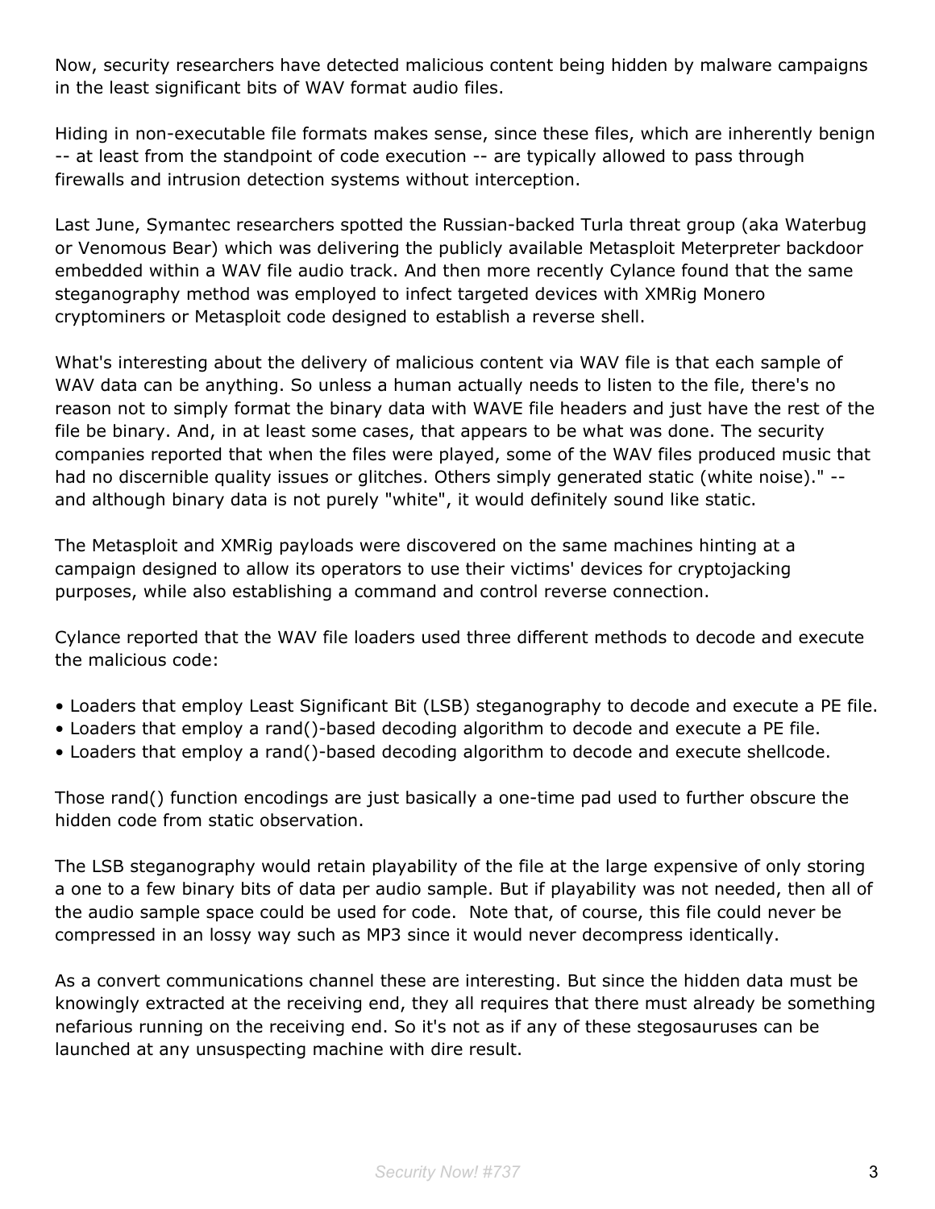Now, security researchers have detected malicious content being hidden by malware campaigns in the least significant bits of WAV format audio files.

Hiding in non-executable file formats makes sense, since these files, which are inherently benign -- at least from the standpoint of code execution -- are typically allowed to pass through firewalls and intrusion detection systems without interception.

Last June, Symantec researchers spotted the Russian-backed Turla threat group (aka Waterbug or Venomous Bear) which was delivering the publicly available Metasploit Meterpreter backdoor embedded within a WAV file audio track. And then more recently Cylance found that the same steganography method was employed to infect targeted devices with XMRig Monero cryptominers or Metasploit code designed to establish a reverse shell.

What's interesting about the delivery of malicious content via WAV file is that each sample of WAV data can be anything. So unless a human actually needs to listen to the file, there's no reason not to simply format the binary data with WAVE file headers and just have the rest of the file be binary. And, in at least some cases, that appears to be what was done. The security companies reported that when the files were played, some of the WAV files produced music that had no discernible quality issues or glitches. Others simply generated static (white noise)." -- and although binary data is not purely "white", it would definitely sound like static.

The Metasploit and XMRig payloads were discovered on the same machines hinting at a campaign designed to allow its operators to use their victims' devices for cryptojacking purposes, while also establishing a command and control reverse connection.

Cylance reported that the WAV file loaders used three different methods to decode and execute the malicious code:

- Loaders that employ Least Significant Bit (LSB) steganography to decode and execute a PE file.
- Loaders that employ a rand()-based decoding algorithm to decode and execute a PE file.
- Loaders that employ a rand()-based decoding algorithm to decode and execute shellcode.

Those rand() function encodings are just basically a one-time pad used to further obscure the hidden code from static observation.

The LSB steganography would retain playability of the file at the large expensive of only storing a one to a few binary bits of data per audio sample. But if playability was not needed, then all of the audio sample space could be used for code. Note that, of course, this file could never be compressed in an lossy way such as MP3 since it would never decompress identically.

As a convert communications channel these are interesting. But since the hidden data must be knowingly extracted at the receiving end, they all requires that there must already be something nefarious running on the receiving end. So it's not as if any of these stegosauruses can be launched at any unsuspecting machine with dire result.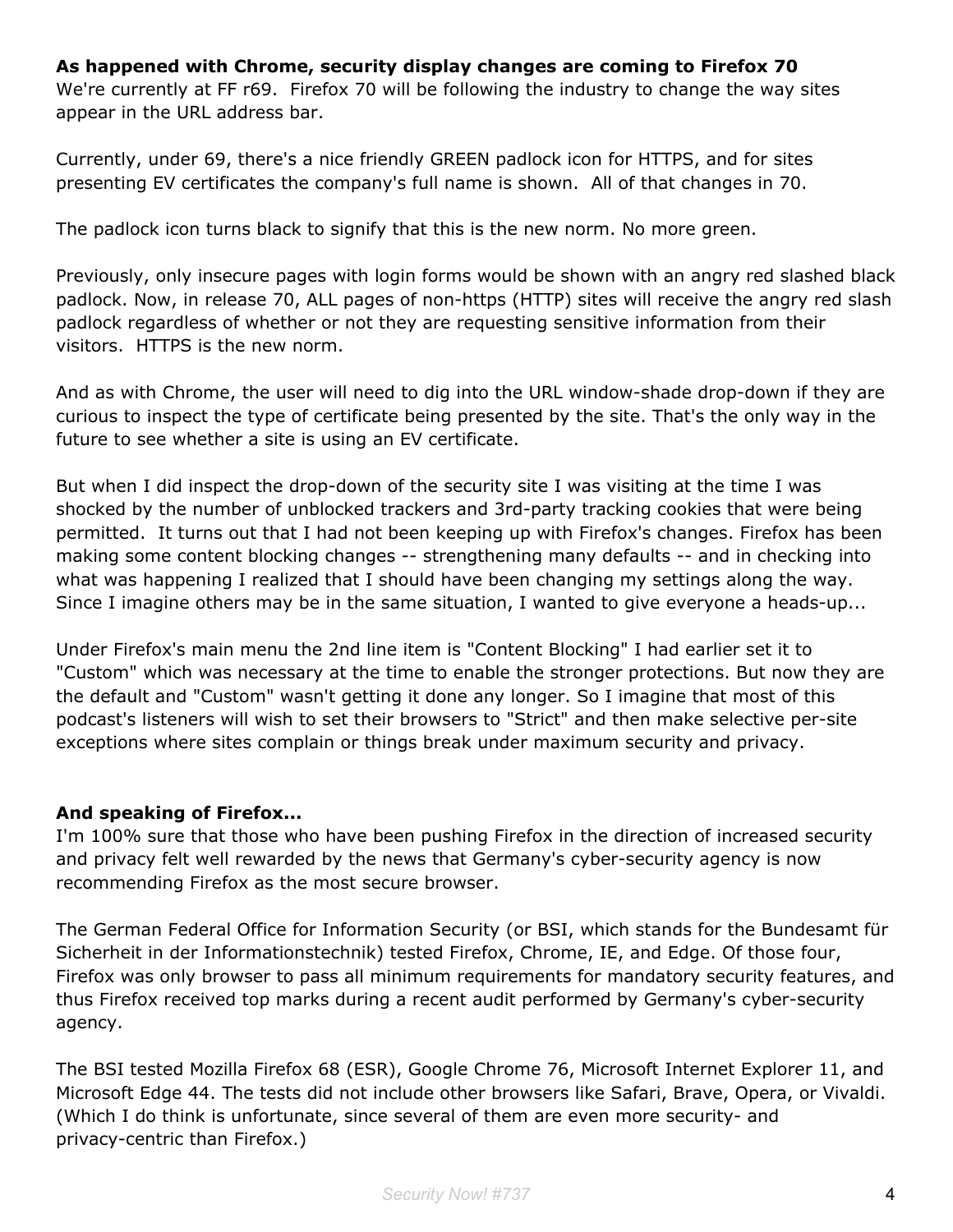**As happened with Chrome, security display changes are coming to Firefox 70**

We're currently at FF r69. Firefox 70 will be following the industry to change the way sites appear in the URL address bar.

Currently, under 69, there's a nice friendly GREEN padlock icon for HTTPS, and for sites presenting EV certificates the company's full name is shown. All of that changes in 70.

The padlock icon turns black to signify that this is the new norm. No more green.

Previously, only insecure pages with login forms would be shown with an angry red slashed black padlock. Now, in release 70, ALL pages of non-https (HTTP) sites will receive the angry red slash padlock regardless of whether or not they are requesting sensitive information from their visitors. HTTPS is the new norm.

And as with Chrome, the user will need to dig into the URL window-shade drop-down if they are curious to inspect the type of certificate being presented by the site. That's the only way in the future to see whether a site is using an EV certificate.

But when I did inspect the drop-down of the security site I was visiting at the time I was shocked by the number of unblocked trackers and 3rd-party tracking cookies that were being permitted. It turns out that I had not been keeping up with Firefox's changes. Firefox has been making some content blocking changes -- strengthening many defaults -- and in checking into what was happening I realized that I should have been changing my settings along the way. Since I imagine others may be in the same situation, I wanted to give everyone a heads-up...

Under Firefox's main menu the 2nd line item is "Content Blocking" I had earlier set it to "Custom" which was necessary at the time to enable the stronger protections. But now they are the default and "Custom" wasn't getting it done any longer. So I imagine that most of this podcast's listeners will wish to set their browsers to "Strict" and then make selective per-site exceptions where sites complain or things break under maximum security and privacy.

**And speaking of Firefox...**

I'm 100% sure that those who have been pushing Firefox in the direction of increased security and privacy felt well rewarded by the news that Germany's cyber-security agency is now recommending Firefox as the most secure browser.

The German Federal Office for Information Security (or BSI, which stands for the Bundesamt für Sicherheit in der Informationstechnik) tested Firefox, Chrome, IE, and Edge. Of those four, Firefox was only browser to pass all minimum requirements for mandatory security features, and thus Firefox received top marks during a recent audit performed by Germany's cyber-security agency.

The BSI tested Mozilla Firefox 68 (ESR), Google Chrome 76, Microsoft Internet Explorer 11, and Microsoft Edge 44. The tests did not include other browsers like Safari, Brave, Opera, or Vivaldi. (Which I do think is unfortunate, since several of them are even more security- and privacy-centric than Firefox.)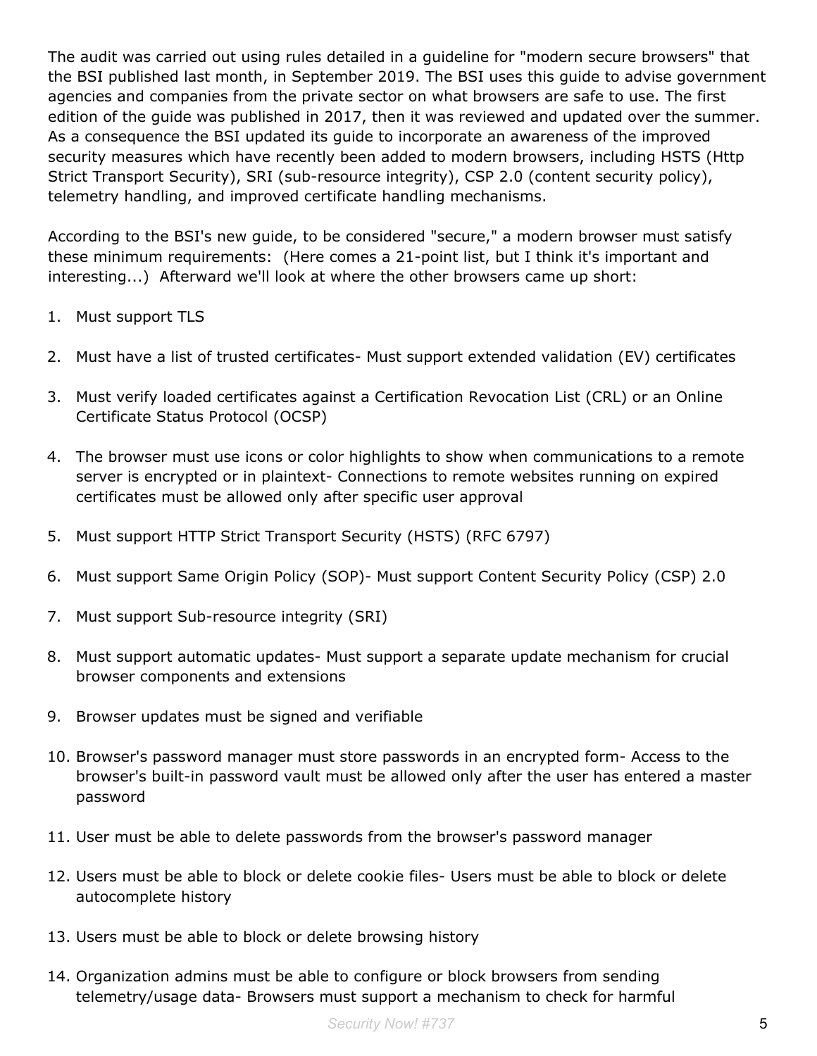The audit was carried out using rules detailed in a guideline for "modern secure browsers" that the BSI published last month, in September 2019. The BSI uses this guide to advise government agencies and companies from the private sector on what browsers are safe to use. The first edition of the guide was published in 2017, then it was reviewed and updated over the summer. As a consequence the BSI updated its guide to incorporate an awareness of the improved security measures which have recently been added to modern browsers, including HSTS (Http Strict Transport Security), SRI (sub-resource integrity), CSP 2.0 (content security policy), telemetry handling, and improved certificate handling mechanisms.

According to the BSI's new guide, to be considered "secure," a modern browser must satisfy these minimum requirements: (Here comes a 21-point list, but I think it's important and interesting...) Afterward we'll look at where the other browsers came up short:

1. Must support TLS
2. Must have a list of trusted certificates- Must support extended validation (EV) certificates
3. Must verify loaded certificates against a Certification Revocation List (CRL) or an Online Certificate Status Protocol (OCSP)
4. The browser must use icons or color highlights to show when communications to a remote server is encrypted or in plaintext- Connections to remote websites running on expired certificates must be allowed only after specific user approval
5. Must support HTTP Strict Transport Security (HSTS) (RFC 6797)
6. Must support Same Origin Policy (SOP)- Must support Content Security Policy (CSP) 2.0
7. Must support Sub-resource integrity (SRI)
8. Must support automatic updates- Must support a separate update mechanism for crucial browser components and extensions
9. Browser updates must be signed and verifiable
10. Browser's password manager must store passwords in an encrypted form- Access to the browser's built-in password vault must be allowed only after the user has entered a master password
11. User must be able to delete passwords from the browser's password manager
12. Users must be able to block or delete cookie files- Users must be able to block or delete autocomplete history
13. Users must be able to block or delete browsing history
14. Organization admins must be able to configure or block browsers from sending telemetry/usage data- Browsers must support a mechanism to check for harmful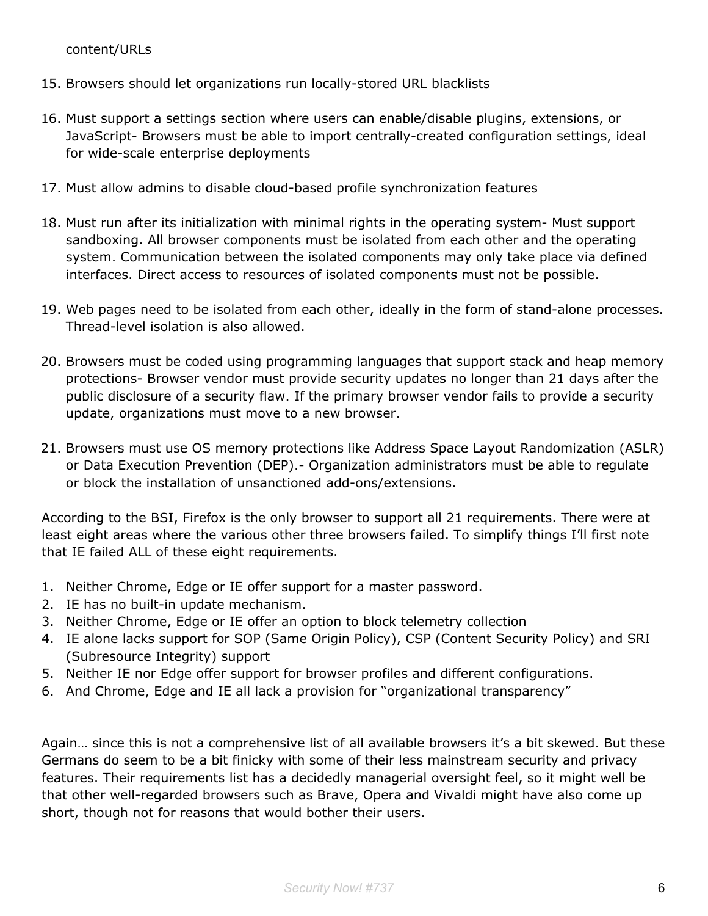content/URLs

15. Browsers should let organizations run locally-stored URL blacklists

16. Must support a settings section where users can enable/disable plugins, extensions, or JavaScript- Browsers must be able to import centrally-created configuration settings, ideal for wide-scale enterprise deployments

17. Must allow admins to disable cloud-based profile synchronization features

18. Must run after its initialization with minimal rights in the operating system- Must support sandboxing. All browser components must be isolated from each other and the operating system. Communication between the isolated components may only take place via defined interfaces. Direct access to resources of isolated components must not be possible.

19. Web pages need to be isolated from each other, ideally in the form of stand-alone processes. Thread-level isolation is also allowed.

20. Browsers must be coded using programming languages that support stack and heap memory protections- Browser vendor must provide security updates no longer than 21 days after the public disclosure of a security flaw. If the primary browser vendor fails to provide a security update, organizations must move to a new browser.

21. Browsers must use OS memory protections like Address Space Layout Randomization (ASLR) or Data Execution Prevention (DEP).- Organization administrators must be able to regulate or block the installation of unsanctioned add-ons/extensions.

According to the BSI, Firefox is the only browser to support all 21 requirements. There were at least eight areas where the various other three browsers failed. To simplify things I'll first note that IE failed ALL of these eight requirements.

1. Neither Chrome, Edge or IE offer support for a master password.
2. IE has no built-in update mechanism.
3. Neither Chrome, Edge or IE offer an option to block telemetry collection
4. IE alone lacks support for SOP (Same Origin Policy), CSP (Content Security Policy) and SRI (Subresource Integrity) support
5. Neither IE nor Edge offer support for browser profiles and different configurations.
6. And Chrome, Edge and IE all lack a provision for "organizational transparency"

Again… since this is not a comprehensive list of all available browsers it's a bit skewed. But these Germans do seem to be a bit finicky with some of their less mainstream security and privacy features. Their requirements list has a decidedly managerial oversight feel, so it might well be that other well-regarded browsers such as Brave, Opera and Vivaldi might have also come up short, though not for reasons that would bother their users.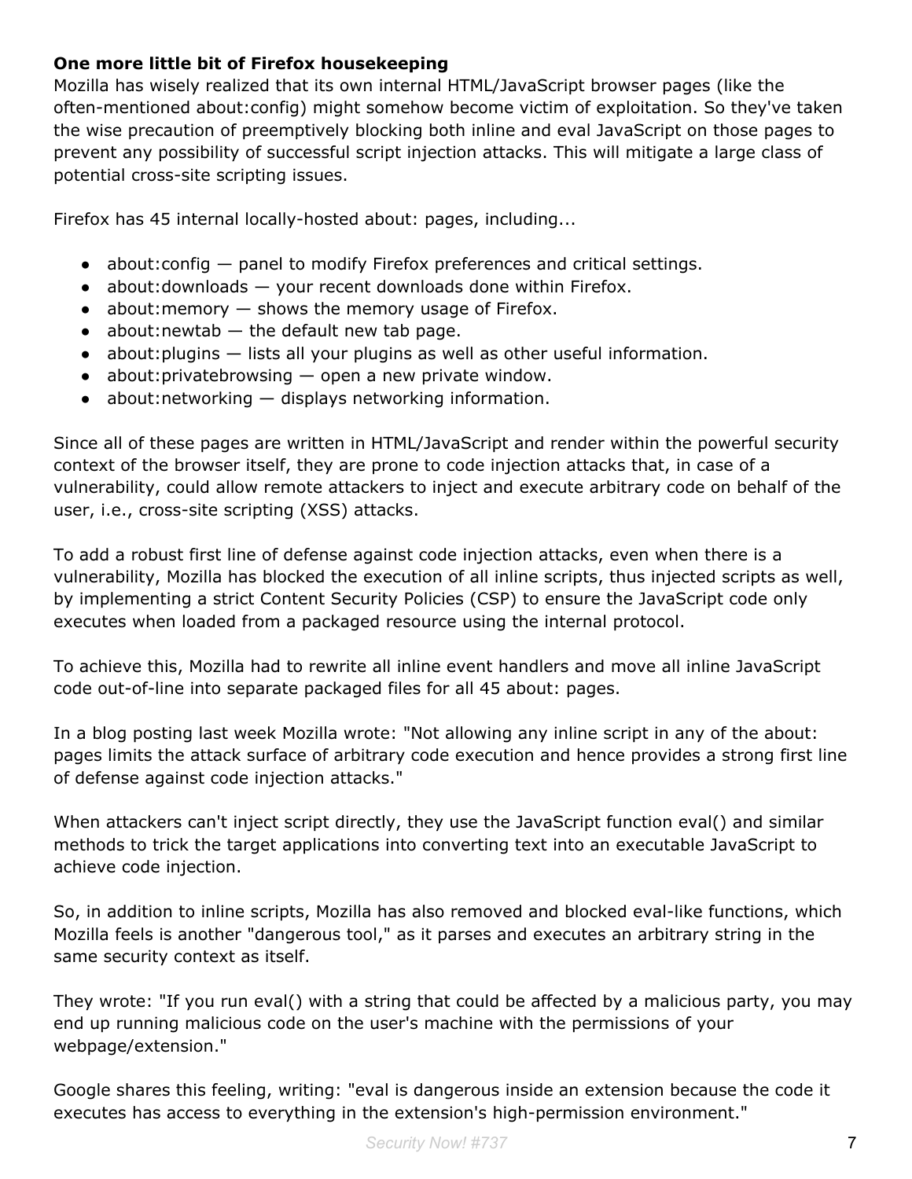**One more little bit of Firefox housekeeping**

Mozilla has wisely realized that its own internal HTML/JavaScript browser pages (like the often-mentioned about:config) might somehow become victim of exploitation. So they've taken the wise precaution of preemptively blocking both inline and eval JavaScript on those pages to prevent any possibility of successful script injection attacks. This will mitigate a large class of potential cross-site scripting issues.

Firefox has 45 internal locally-hosted about: pages, including...

- about:config — panel to modify Firefox preferences and critical settings.
- about:downloads — your recent downloads done within Firefox.
- about:memory — shows the memory usage of Firefox.
- about:newtab — the default new tab page.
- about:plugins — lists all your plugins as well as other useful information.
- about:privatebrowsing — open a new private window.
- about:networking — displays networking information.

Since all of these pages are written in HTML/JavaScript and render within the powerful security context of the browser itself, they are prone to code injection attacks that, in case of a vulnerability, could allow remote attackers to inject and execute arbitrary code on behalf of the user, i.e., cross-site scripting (XSS) attacks.

To add a robust first line of defense against code injection attacks, even when there is a vulnerability, Mozilla has blocked the execution of all inline scripts, thus injected scripts as well, by implementing a strict Content Security Policies (CSP) to ensure the JavaScript code only executes when loaded from a packaged resource using the internal protocol.

To achieve this, Mozilla had to rewrite all inline event handlers and move all inline JavaScript code out-of-line into separate packaged files for all 45 about: pages.

In a blog posting last week Mozilla wrote: "Not allowing any inline script in any of the about: pages limits the attack surface of arbitrary code execution and hence provides a strong first line of defense against code injection attacks."

When attackers can't inject script directly, they use the JavaScript function eval() and similar methods to trick the target applications into converting text into an executable JavaScript to achieve code injection.

So, in addition to inline scripts, Mozilla has also removed and blocked eval-like functions, which Mozilla feels is another "dangerous tool," as it parses and executes an arbitrary string in the same security context as itself.

They wrote: "If you run eval() with a string that could be affected by a malicious party, you may end up running malicious code on the user's machine with the permissions of your webpage/extension."

Google shares this feeling, writing: "eval is dangerous inside an extension because the code it executes has access to everything in the extension's high-permission environment."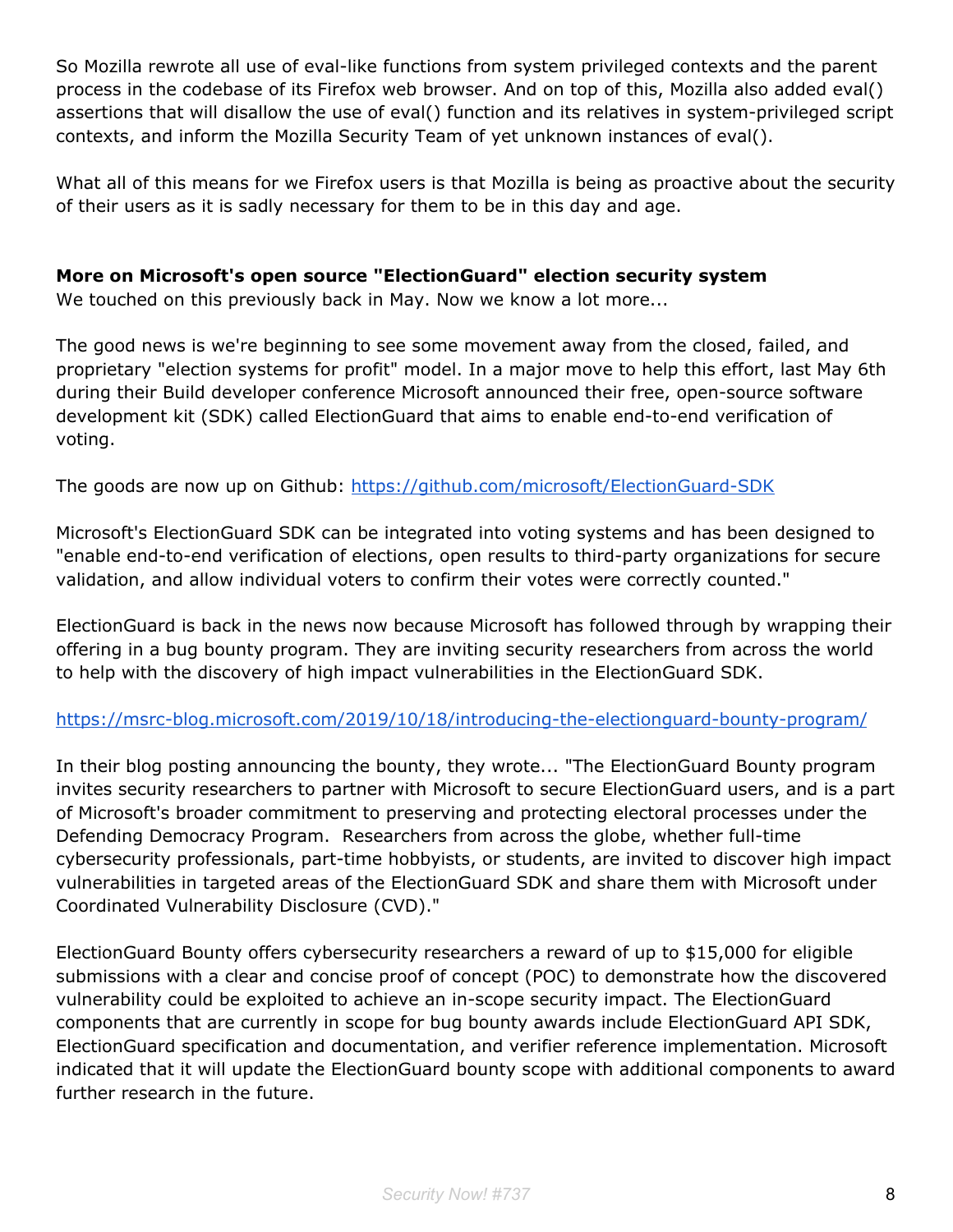So Mozilla rewrote all use of eval-like functions from system privileged contexts and the parent process in the codebase of its Firefox web browser. And on top of this, Mozilla also added eval() assertions that will disallow the use of eval() function and its relatives in system-privileged script contexts, and inform the Mozilla Security Team of yet unknown instances of eval().

What all of this means for we Firefox users is that Mozilla is being as proactive about the security of their users as it is sadly necessary for them to be in this day and age.

**More on Microsoft's open source "ElectionGuard" election security system**
We touched on this previously back in May. Now we know a lot more...

The good news is we're beginning to see some movement away from the closed, failed, and proprietary "election systems for profit" model. In a major move to help this effort, last May 6th during their Build developer conference Microsoft announced their free, open-source software development kit (SDK) called ElectionGuard that aims to enable end-to-end verification of voting.

The goods are now up on Github: https://github.com/microsoft/ElectionGuard-SDK

Microsoft's ElectionGuard SDK can be integrated into voting systems and has been designed to "enable end-to-end verification of elections, open results to third-party organizations for secure validation, and allow individual voters to confirm their votes were correctly counted."

ElectionGuard is back in the news now because Microsoft has followed through by wrapping their offering in a bug bounty program. They are inviting security researchers from across the world to help with the discovery of high impact vulnerabilities in the ElectionGuard SDK.

https://msrc-blog.microsoft.com/2019/10/18/introducing-the-electionguard-bounty-program/

In their blog posting announcing the bounty, they wrote... "The ElectionGuard Bounty program invites security researchers to partner with Microsoft to secure ElectionGuard users, and is a part of Microsoft's broader commitment to preserving and protecting electoral processes under the Defending Democracy Program. Researchers from across the globe, whether full-time cybersecurity professionals, part-time hobbyists, or students, are invited to discover high impact vulnerabilities in targeted areas of the ElectionGuard SDK and share them with Microsoft under Coordinated Vulnerability Disclosure (CVD)."

ElectionGuard Bounty offers cybersecurity researchers a reward of up to $15,000 for eligible submissions with a clear and concise proof of concept (POC) to demonstrate how the discovered vulnerability could be exploited to achieve an in-scope security impact. The ElectionGuard components that are currently in scope for bug bounty awards include ElectionGuard API SDK, ElectionGuard specification and documentation, and verifier reference implementation. Microsoft indicated that it will update the ElectionGuard bounty scope with additional components to award further research in the future.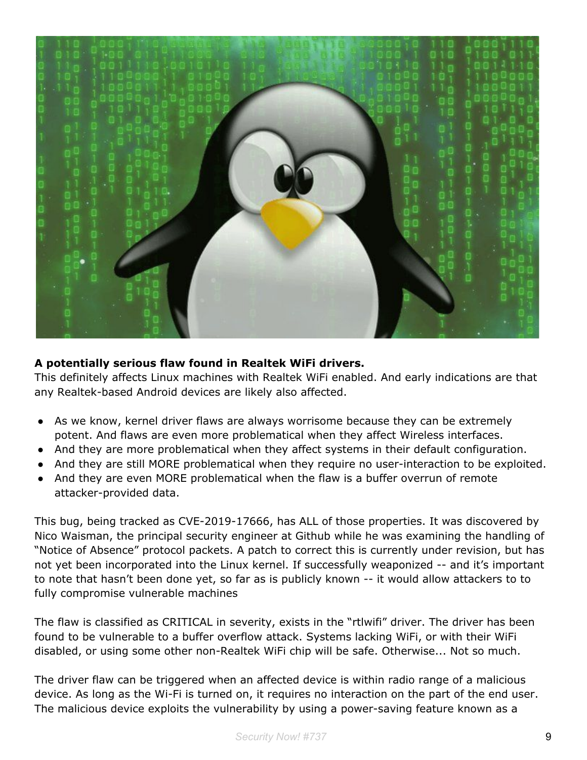**A potentially serious flaw found in Realtek WiFi drivers.**
This definitely affects Linux machines with Realtek WiFi enabled. And early indications are that any Realtek-based Android devices are likely also affected.

- As we know, kernel driver flaws are always worrisome because they can be extremely potent. And flaws are even more problematical when they affect Wireless interfaces.
- And they are more problematical when they affect systems in their default configuration.
- And they are still MORE problematical when they require no user-interaction to be exploited.
- And they are even MORE problematical when the flaw is a buffer overrun of remote attacker-provided data.

This bug, being tracked as CVE-2019-17666, has ALL of those properties. It was discovered by Nico Waisman, the principal security engineer at Github while he was examining the handling of “Notice of Absence” protocol packets. A patch to correct this is currently under revision, but has not yet been incorporated into the Linux kernel. If successfully weaponized -- and it’s important to note that hasn’t been done yet, so far as is publicly known -- it would allow attackers to to fully compromise vulnerable machines

The flaw is classified as CRITICAL in severity, exists in the “rtlwifi” driver. The driver has been found to be vulnerable to a buffer overflow attack. Systems lacking WiFi, or with their WiFi disabled, or using some other non-Realtek WiFi chip will be safe. Otherwise... Not so much.

The driver flaw can be triggered when an affected device is within radio range of a malicious device. As long as the Wi-Fi is turned on, it requires no interaction on the part of the end user. The malicious device exploits the vulnerability by using a power-saving feature known as a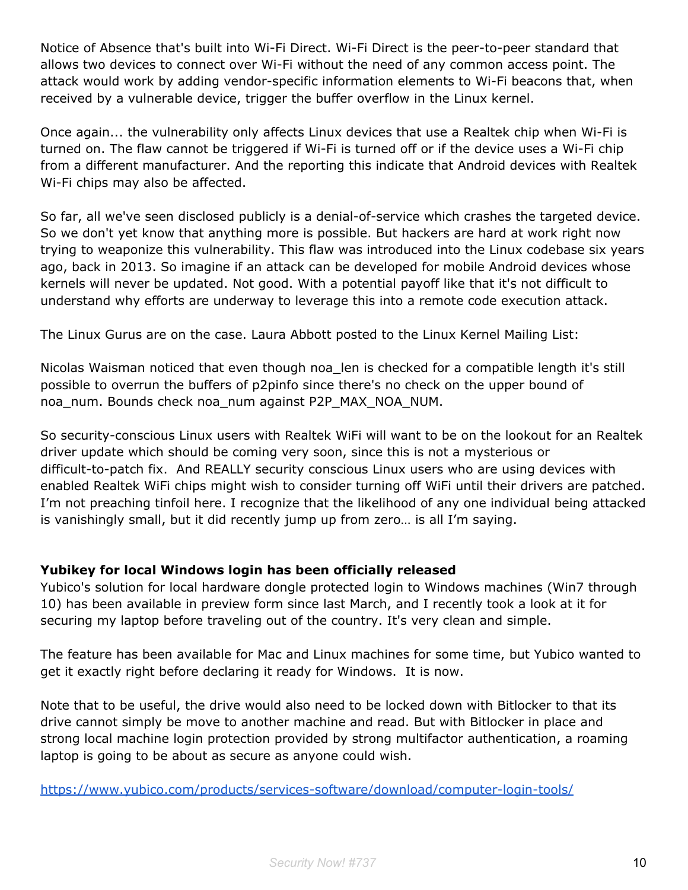Notice of Absence that's built into Wi-Fi Direct. Wi-Fi Direct is the peer-to-peer standard that allows two devices to connect over Wi-Fi without the need of any common access point. The attack would work by adding vendor-specific information elements to Wi-Fi beacons that, when received by a vulnerable device, trigger the buffer overflow in the Linux kernel.

Once again... the vulnerability only affects Linux devices that use a Realtek chip when Wi-Fi is turned on. The flaw cannot be triggered if Wi-Fi is turned off or if the device uses a Wi-Fi chip from a different manufacturer. And the reporting this indicate that Android devices with Realtek Wi-Fi chips may also be affected.

So far, all we've seen disclosed publicly is a denial-of-service which crashes the targeted device. So we don't yet know that anything more is possible. But hackers are hard at work right now trying to weaponize this vulnerability. This flaw was introduced into the Linux codebase six years ago, back in 2013. So imagine if an attack can be developed for mobile Android devices whose kernels will never be updated. Not good. With a potential payoff like that it's not difficult to understand why efforts are underway to leverage this into a remote code execution attack.

The Linux Gurus are on the case. Laura Abbott posted to the Linux Kernel Mailing List:

Nicolas Waisman noticed that even though noa_len is checked for a compatible length it's still possible to overrun the buffers of p2pinfo since there's no check on the upper bound of noa_num. Bounds check noa_num against P2P_MAX_NOA_NUM.

So security-conscious Linux users with Realtek WiFi will want to be on the lookout for an Realtek driver update which should be coming very soon, since this is not a mysterious or difficult-to-patch fix.  And REALLY security conscious Linux users who are using devices with enabled Realtek WiFi chips might wish to consider turning off WiFi until their drivers are patched. I'm not preaching tinfoil here. I recognize that the likelihood of any one individual being attacked is vanishingly small, but it did recently jump up from zero… is all I'm saying.

**Yubikey for local Windows login has been officially released**

Yubico's solution for local hardware dongle protected login to Windows machines (Win7 through 10) has been available in preview form since last March, and I recently took a look at it for securing my laptop before traveling out of the country. It's very clean and simple.

The feature has been available for Mac and Linux machines for some time, but Yubico wanted to get it exactly right before declaring it ready for Windows.  It is now.

Note that to be useful, the drive would also need to be locked down with Bitlocker to that its drive cannot simply be move to another machine and read. But with Bitlocker in place and strong local machine login protection provided by strong multifactor authentication, a roaming laptop is going to be about as secure as anyone could wish.

https://www.yubico.com/products/services-software/download/computer-login-tools/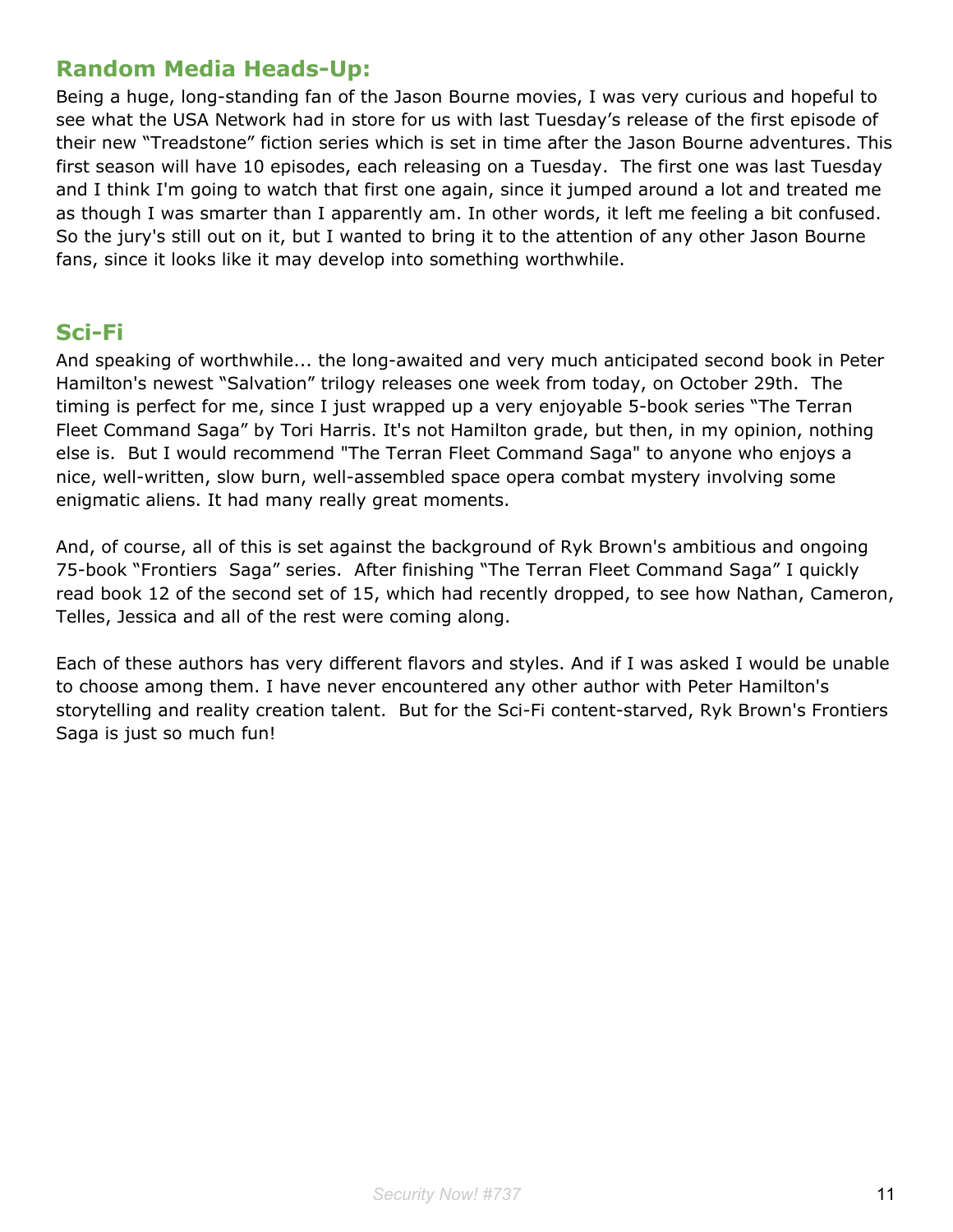## Random Media Heads-Up:

Being a huge, long-standing fan of the Jason Bourne movies, I was very curious and hopeful to see what the USA Network had in store for us with last Tuesday's release of the first episode of their new "Treadstone" fiction series which is set in time after the Jason Bourne adventures. This first season will have 10 episodes, each releasing on a Tuesday. The first one was last Tuesday and I think I'm going to watch that first one again, since it jumped around a lot and treated me as though I was smarter than I apparently am. In other words, it left me feeling a bit confused. So the jury's still out on it, but I wanted to bring it to the attention of any other Jason Bourne fans, since it looks like it may develop into something worthwhile.

## Sci-Fi

And speaking of worthwhile... the long-awaited and very much anticipated second book in Peter Hamilton's newest "Salvation" trilogy releases one week from today, on October 29th. The timing is perfect for me, since I just wrapped up a very enjoyable 5-book series "The Terran Fleet Command Saga" by Tori Harris. It's not Hamilton grade, but then, in my opinion, nothing else is. But I would recommend "The Terran Fleet Command Saga" to anyone who enjoys a nice, well-written, slow burn, well-assembled space opera combat mystery involving some enigmatic aliens. It had many really great moments.

And, of course, all of this is set against the background of Ryk Brown's ambitious and ongoing 75-book "Frontiers Saga" series. After finishing "The Terran Fleet Command Saga" I quickly read book 12 of the second set of 15, which had recently dropped, to see how Nathan, Cameron, Telles, Jessica and all of the rest were coming along.

Each of these authors has very different flavors and styles. And if I was asked I would be unable to choose among them. I have never encountered any other author with Peter Hamilton's storytelling and reality creation talent. But for the Sci-Fi content-starved, Ryk Brown's Frontiers Saga is just so much fun!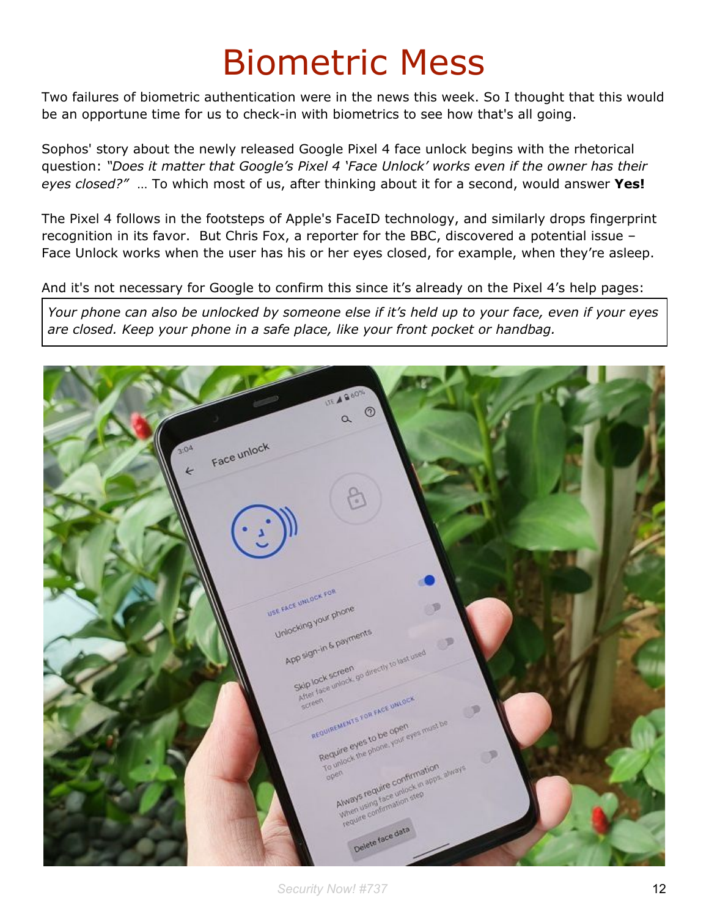# Biometric Mess

Two failures of biometric authentication were in the news this week. So I thought that this would be an opportune time for us to check-in with biometrics to see how that's all going.

Sophos' story about the newly released Google Pixel 4 face unlock begins with the rhetorical question: *"Does it matter that Google's Pixel 4 'Face Unlock' works even if the owner has their eyes closed?"* … To which most of us, after thinking about it for a second, would answer **Yes!**

The Pixel 4 follows in the footsteps of Apple's FaceID technology, and similarly drops fingerprint recognition in its favor. But Chris Fox, a reporter for the BBC, discovered a potential issue – Face Unlock works when the user has his or her eyes closed, for example, when they're asleep.

And it's not necessary for Google to confirm this since it's already on the Pixel 4's help pages:

> *Your phone can also be unlocked by someone else if it's held up to your face, even if your eyes are closed. Keep your phone in a safe place, like your front pocket or handbag.*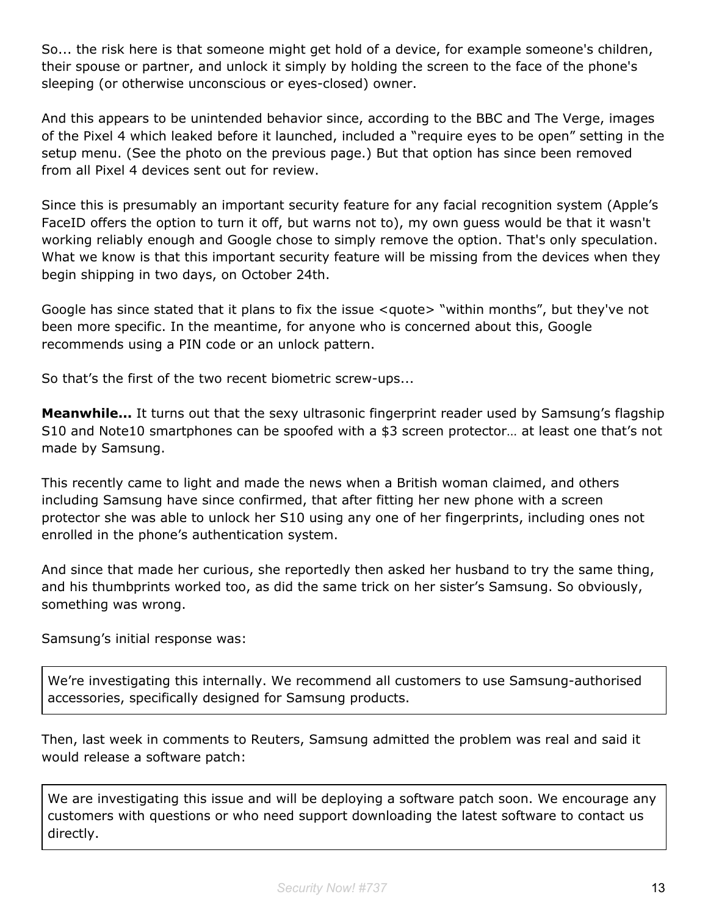So... the risk here is that someone might get hold of a device, for example someone's children, their spouse or partner, and unlock it simply by holding the screen to the face of the phone's sleeping (or otherwise unconscious or eyes-closed) owner.

And this appears to be unintended behavior since, according to the BBC and The Verge, images of the Pixel 4 which leaked before it launched, included a "require eyes to be open" setting in the setup menu. (See the photo on the previous page.) But that option has since been removed from all Pixel 4 devices sent out for review.

Since this is presumably an important security feature for any facial recognition system (Apple's FaceID offers the option to turn it off, but warns not to), my own guess would be that it wasn't working reliably enough and Google chose to simply remove the option. That's only speculation. What we know is that this important security feature will be missing from the devices when they begin shipping in two days, on October 24th.

Google has since stated that it plans to fix the issue <quote> "within months", but they've not been more specific. In the meantime, for anyone who is concerned about this, Google recommends using a PIN code or an unlock pattern.

So that's the first of the two recent biometric screw-ups...

**Meanwhile...** It turns out that the sexy ultrasonic fingerprint reader used by Samsung's flagship S10 and Note10 smartphones can be spoofed with a $3 screen protector… at least one that's not made by Samsung.

This recently came to light and made the news when a British woman claimed, and others including Samsung have since confirmed, that after fitting her new phone with a screen protector she was able to unlock her S10 using any one of her fingerprints, including ones not enrolled in the phone's authentication system.

And since that made her curious, she reportedly then asked her husband to try the same thing, and his thumbprints worked too, as did the same trick on her sister's Samsung. So obviously, something was wrong.

Samsung's initial response was:

> We're investigating this internally. We recommend all customers to use Samsung-authorised accessories, specifically designed for Samsung products.

Then, last week in comments to Reuters, Samsung admitted the problem was real and said it would release a software patch:

> We are investigating this issue and will be deploying a software patch soon. We encourage any customers with questions or who need support downloading the latest software to contact us directly.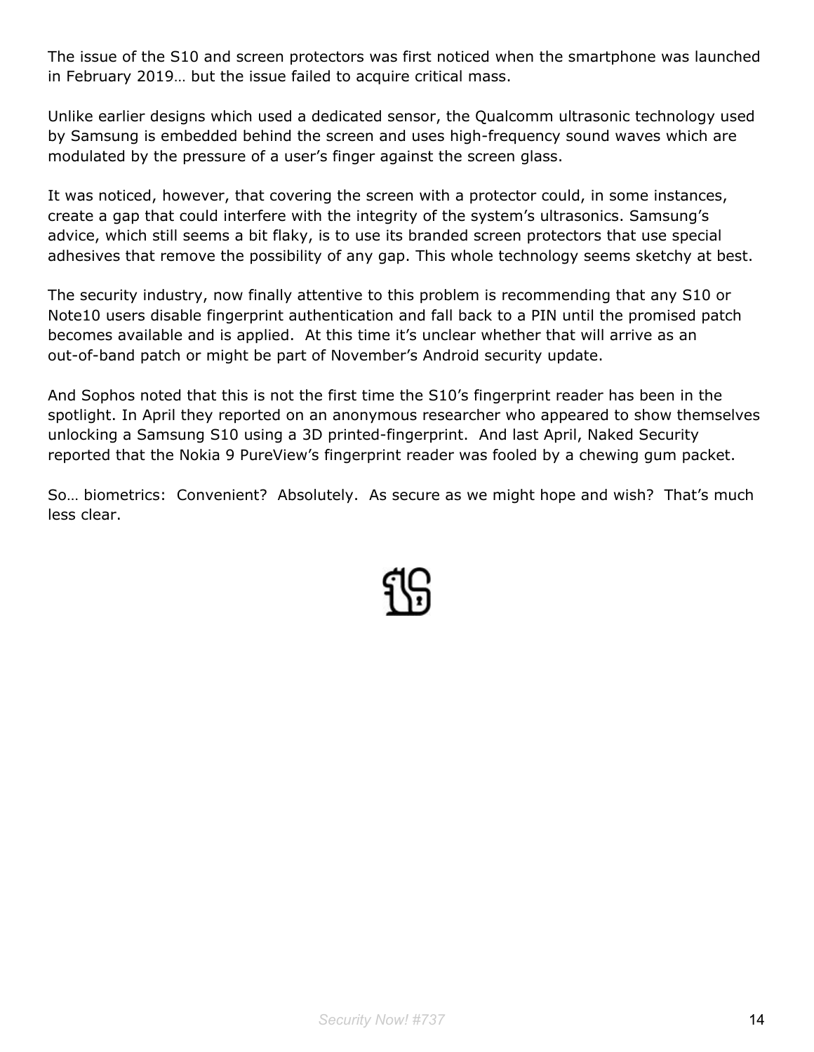The issue of the S10 and screen protectors was first noticed when the smartphone was launched in February 2019… but the issue failed to acquire critical mass.

Unlike earlier designs which used a dedicated sensor, the Qualcomm ultrasonic technology used by Samsung is embedded behind the screen and uses high-frequency sound waves which are modulated by the pressure of a user's finger against the screen glass.

It was noticed, however, that covering the screen with a protector could, in some instances, create a gap that could interfere with the integrity of the system's ultrasonics. Samsung's advice, which still seems a bit flaky, is to use its branded screen protectors that use special adhesives that remove the possibility of any gap. This whole technology seems sketchy at best.

The security industry, now finally attentive to this problem is recommending that any S10 or Note10 users disable fingerprint authentication and fall back to a PIN until the promised patch becomes available and is applied. At this time it's unclear whether that will arrive as an out-of-band patch or might be part of November's Android security update.

And Sophos noted that this is not the first time the S10's fingerprint reader has been in the spotlight. In April they reported on an anonymous researcher who appeared to show themselves unlocking a Samsung S10 using a 3D printed-fingerprint. And last April, Naked Security reported that the Nokia 9 PureView's fingerprint reader was fooled by a chewing gum packet.

So… biometrics: Convenient? Absolutely. As secure as we might hope and wish? That's much less clear.